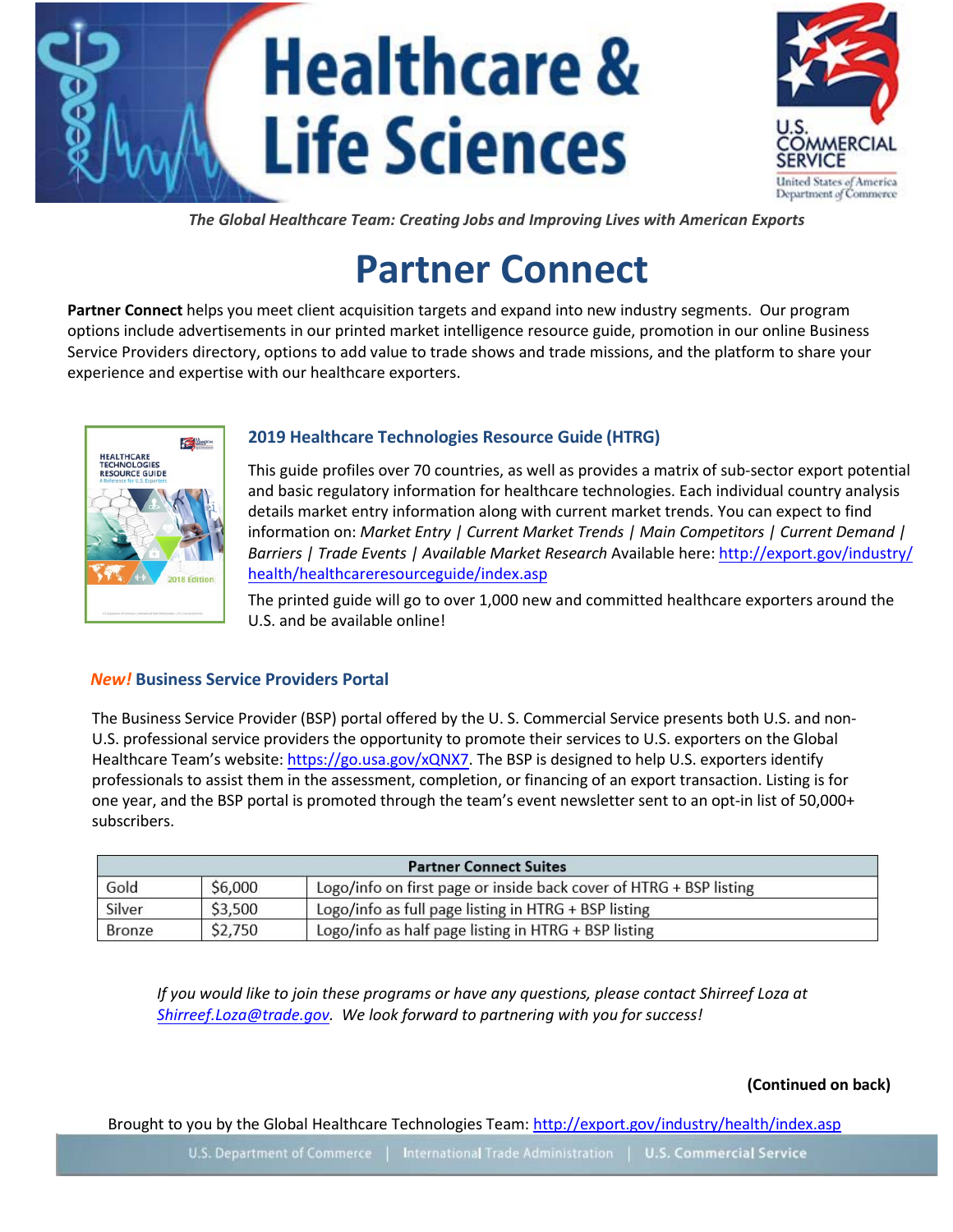# Healthcare & Life Sciences

U.S. COMMERCIAL SERVICE
United States of America Department of Commerce

*The Global Healthcare Team: Creating Jobs and Improving Lives with American Exports*

# Partner Connect

**Partner Connect** helps you meet client acquisition targets and expand into new industry segments. Our program options include advertisements in our printed market intelligence resource guide, promotion in our online Business Service Providers directory, options to add value to trade shows and trade missions, and the platform to share your experience and expertise with our healthcare exporters.

### 2019 Healthcare Technologies Resource Guide (HTRG)

This guide profiles over 70 countries, as well as provides a matrix of sub-sector export potential and basic regulatory information for healthcare technologies. Each individual country analysis details market entry information along with current market trends. You can expect to find information on: *Market Entry | Current Market Trends | Main Competitors | Current Demand | Barriers | Trade Events | Available Market Research* Available here: http://export.gov/industry/health/healthcareresourceguide/index.asp

The printed guide will go to over 1,000 new and committed healthcare exporters around the U.S. and be available online!

### *New!* Business Service Providers Portal

The Business Service Provider (BSP) portal offered by the U. S. Commercial Service presents both U.S. and non-U.S. professional service providers the opportunity to promote their services to U.S. exporters on the Global Healthcare Team's website: https://go.usa.gov/xQNX7. The BSP is designed to help U.S. exporters identify professionals to assist them in the assessment, completion, or financing of an export transaction. Listing is for one year, and the BSP portal is promoted through the team's event newsletter sent to an opt-in list of 50,000+ subscribers.

| Partner Connect Suites | | |
|---|---|---|
| Gold | $6,000 | Logo/info on first page or inside back cover of HTRG + BSP listing |
| Silver | $3,500 | Logo/info as full page listing in HTRG + BSP listing |
| Bronze | $2,750 | Logo/info as half page listing in HTRG + BSP listing |

*If you would like to join these programs or have any questions, please contact Shirreef Loza at Shirreef.Loza@trade.gov. We look forward to partnering with you for success!*

**(Continued on back)**

Brought to you by the Global Healthcare Technologies Team: http://export.gov/industry/health/index.asp

U.S. Department of Commerce | International Trade Administration | U.S. Commercial Service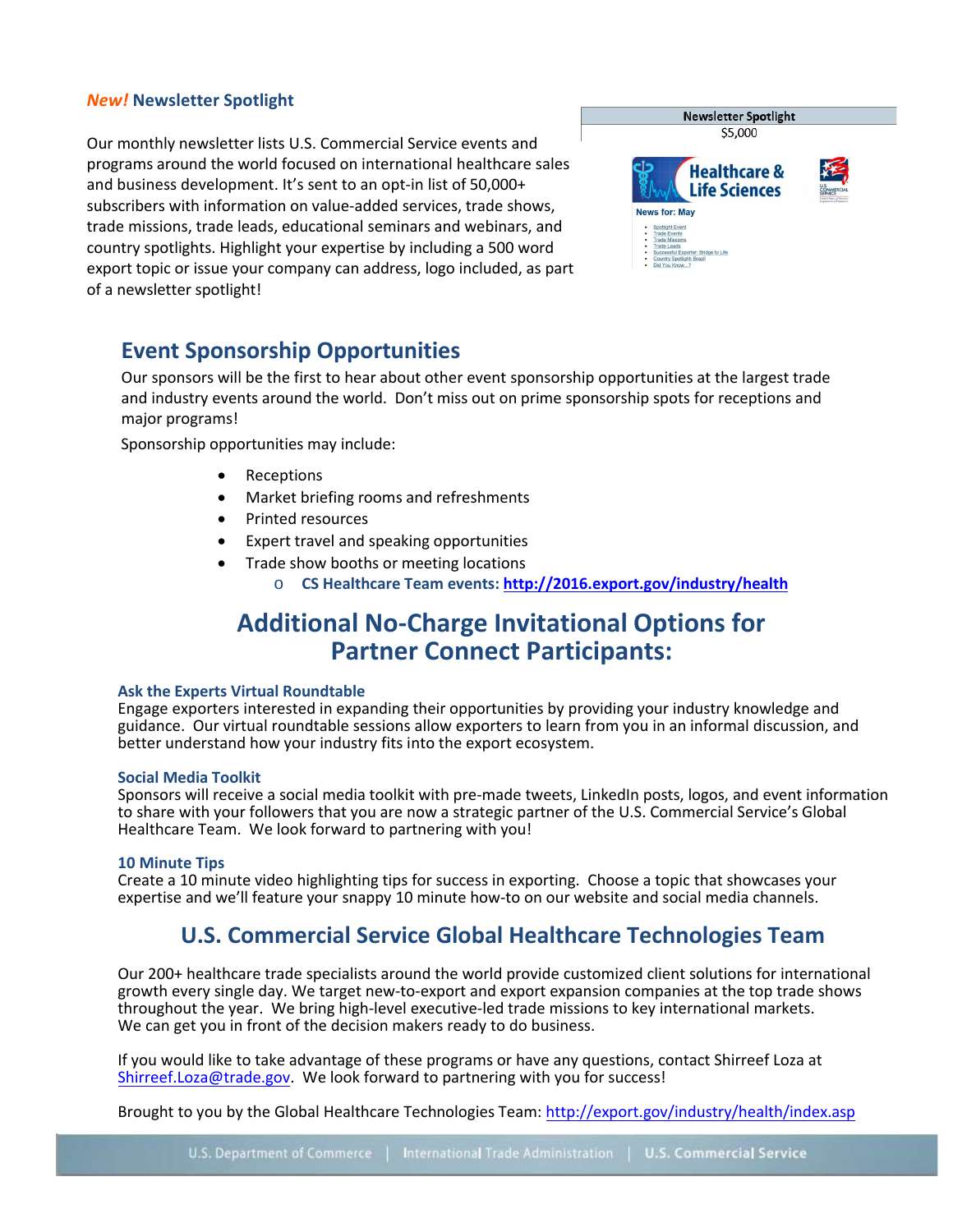### *New!* Newsletter Spotlight

Our monthly newsletter lists U.S. Commercial Service events and programs around the world focused on international healthcare sales and business development. It's sent to an opt-in list of 50,000+ subscribers with information on value-added services, trade shows, trade missions, trade leads, educational seminars and webinars, and country spotlights. Highlight your expertise by including a 500 word export topic or issue your company can address, logo included, as part of a newsletter spotlight!

| Newsletter Spotlight |
| --- |
| $5,000 |

## Event Sponsorship Opportunities

Our sponsors will be the first to hear about other event sponsorship opportunities at the largest trade and industry events around the world. Don't miss out on prime sponsorship spots for receptions and major programs!

Sponsorship opportunities may include:

- Receptions
- Market briefing rooms and refreshments
- Printed resources
- Expert travel and speaking opportunities
- Trade show booths or meeting locations
  - **CS Healthcare Team events: http://2016.export.gov/industry/health**

## Additional No-Charge Invitational Options for Partner Connect Participants:

### Ask the Experts Virtual Roundtable

Engage exporters interested in expanding their opportunities by providing your industry knowledge and guidance. Our virtual roundtable sessions allow exporters to learn from you in an informal discussion, and better understand how your industry fits into the export ecosystem.

### Social Media Toolkit

Sponsors will receive a social media toolkit with pre-made tweets, LinkedIn posts, logos, and event information to share with your followers that you are now a strategic partner of the U.S. Commercial Service's Global Healthcare Team. We look forward to partnering with you!

### 10 Minute Tips

Create a 10 minute video highlighting tips for success in exporting. Choose a topic that showcases your expertise and we'll feature your snappy 10 minute how-to on our website and social media channels.

## U.S. Commercial Service Global Healthcare Technologies Team

Our 200+ healthcare trade specialists around the world provide customized client solutions for international growth every single day. We target new-to-export and export expansion companies at the top trade shows throughout the year. We bring high-level executive-led trade missions to key international markets. We can get you in front of the decision makers ready to do business.

If you would like to take advantage of these programs or have any questions, contact Shirreef Loza at Shirreef.Loza@trade.gov. We look forward to partnering with you for success!

Brought to you by the Global Healthcare Technologies Team: http://export.gov/industry/health/index.asp

U.S. Department of Commerce | International Trade Administration | U.S. Commercial Service